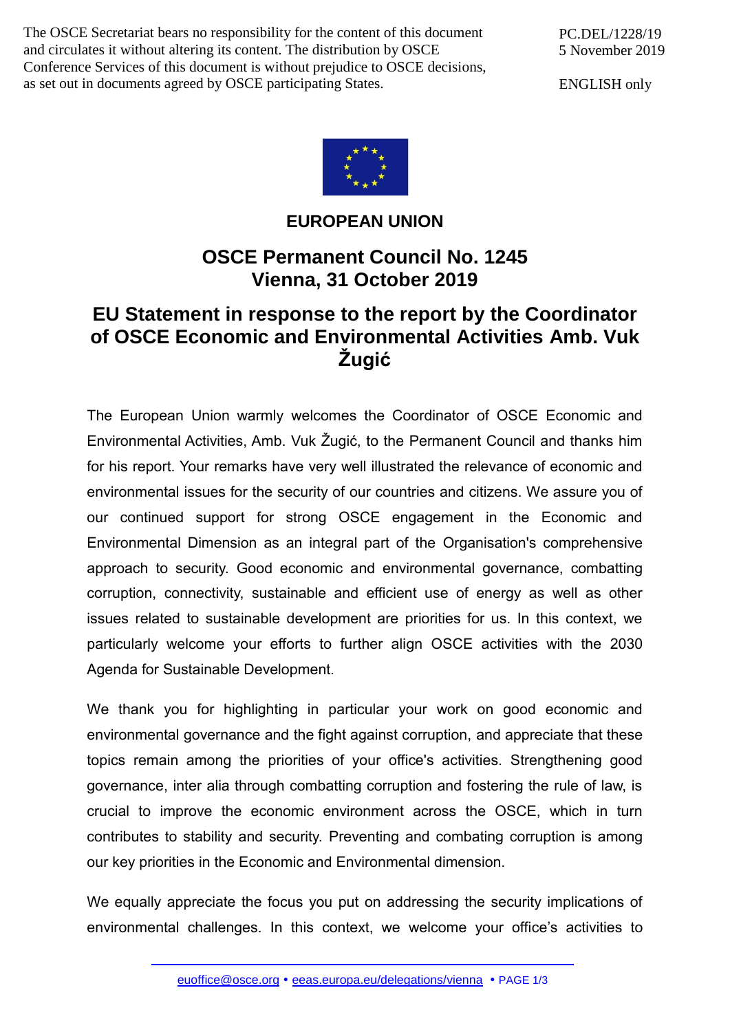The OSCE Secretariat bears no responsibility for the content of this document and circulates it without altering its content. The distribution by OSCE Conference Services of this document is without prejudice to OSCE decisions, as set out in documents agreed by OSCE participating States.

PC.DEL/1228/19
5 November 2019

ENGLISH only

**EUROPEAN UNION**

## OSCE Permanent Council No. 1245
## Vienna, 31 October 2019

## EU Statement in response to the report by the Coordinator of OSCE Economic and Environmental Activities Amb. Vuk Žugić

The European Union warmly welcomes the Coordinator of OSCE Economic and Environmental Activities, Amb. Vuk Žugić, to the Permanent Council and thanks him for his report. Your remarks have very well illustrated the relevance of economic and environmental issues for the security of our countries and citizens. We assure you of our continued support for strong OSCE engagement in the Economic and Environmental Dimension as an integral part of the Organisation's comprehensive approach to security. Good economic and environmental governance, combatting corruption, connectivity, sustainable and efficient use of energy as well as other issues related to sustainable development are priorities for us. In this context, we particularly welcome your efforts to further align OSCE activities with the 2030 Agenda for Sustainable Development.

We thank you for highlighting in particular your work on good economic and environmental governance and the fight against corruption, and appreciate that these topics remain among the priorities of your office's activities. Strengthening good governance, inter alia through combatting corruption and fostering the rule of law, is crucial to improve the economic environment across the OSCE, which in turn contributes to stability and security. Preventing and combating corruption is among our key priorities in the Economic and Environmental dimension.

We equally appreciate the focus you put on addressing the security implications of environmental challenges. In this context, we welcome your office's activities to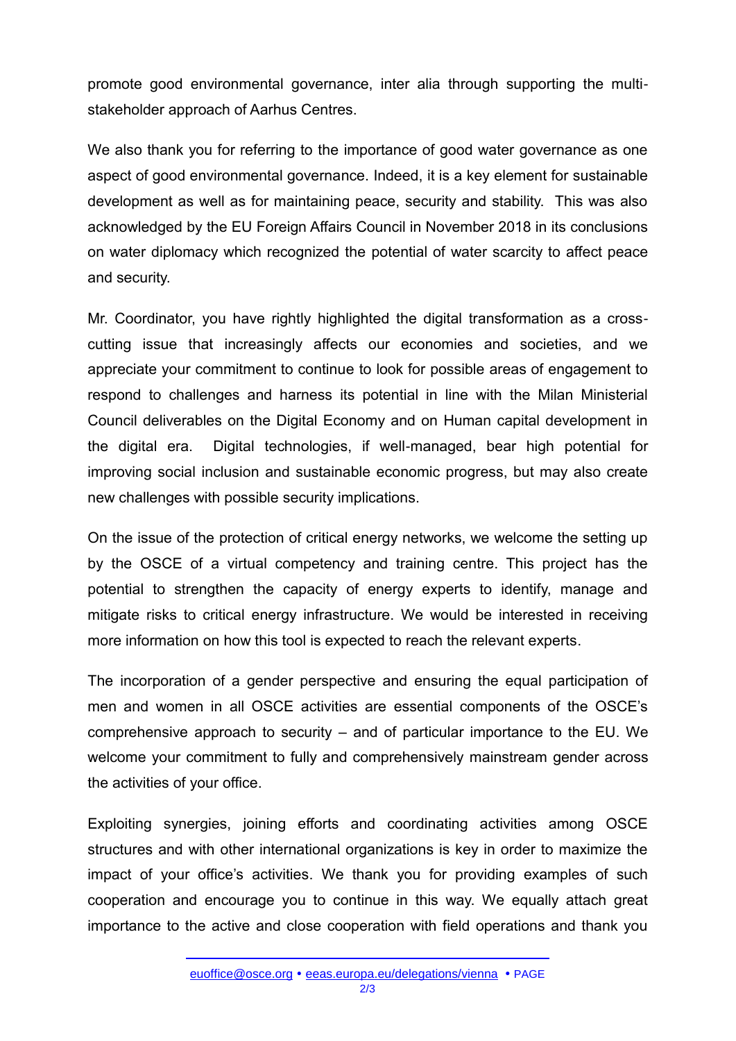promote good environmental governance, inter alia through supporting the multi-stakeholder approach of Aarhus Centres.

We also thank you for referring to the importance of good water governance as one aspect of good environmental governance. Indeed, it is a key element for sustainable development as well as for maintaining peace, security and stability. This was also acknowledged by the EU Foreign Affairs Council in November 2018 in its conclusions on water diplomacy which recognized the potential of water scarcity to affect peace and security.

Mr. Coordinator, you have rightly highlighted the digital transformation as a cross-cutting issue that increasingly affects our economies and societies, and we appreciate your commitment to continue to look for possible areas of engagement to respond to challenges and harness its potential in line with the Milan Ministerial Council deliverables on the Digital Economy and on Human capital development in the digital era. Digital technologies, if well-managed, bear high potential for improving social inclusion and sustainable economic progress, but may also create new challenges with possible security implications.

On the issue of the protection of critical energy networks, we welcome the setting up by the OSCE of a virtual competency and training centre. This project has the potential to strengthen the capacity of energy experts to identify, manage and mitigate risks to critical energy infrastructure. We would be interested in receiving more information on how this tool is expected to reach the relevant experts.

The incorporation of a gender perspective and ensuring the equal participation of men and women in all OSCE activities are essential components of the OSCE's comprehensive approach to security – and of particular importance to the EU. We welcome your commitment to fully and comprehensively mainstream gender across the activities of your office.

Exploiting synergies, joining efforts and coordinating activities among OSCE structures and with other international organizations is key in order to maximize the impact of your office's activities. We thank you for providing examples of such cooperation and encourage you to continue in this way. We equally attach great importance to the active and close cooperation with field operations and thank you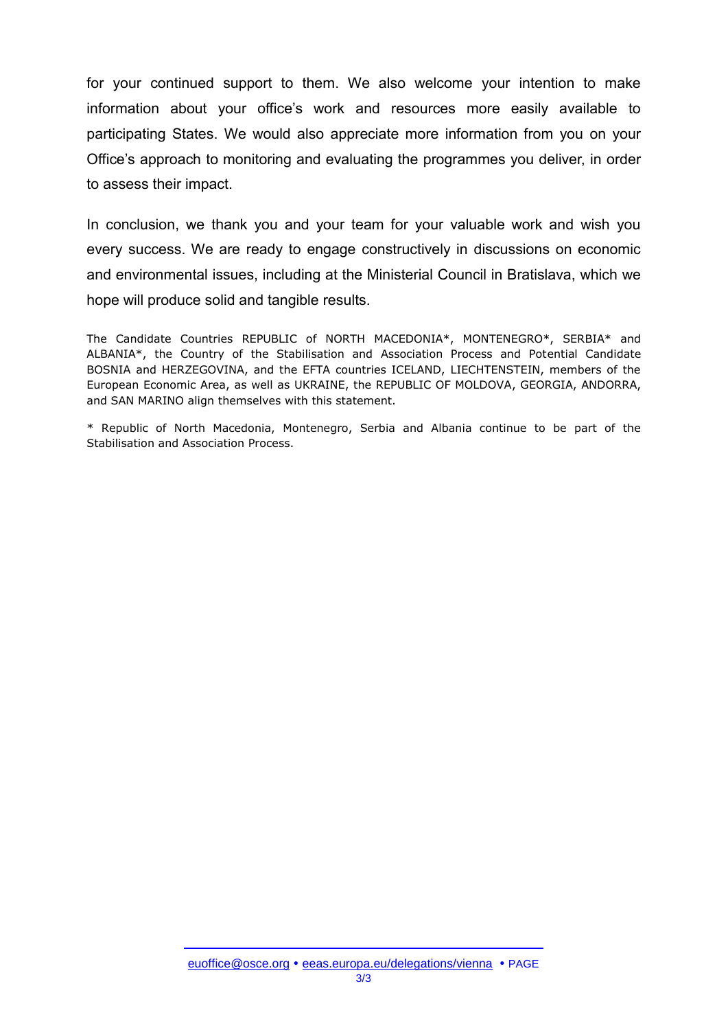for your continued support to them. We also welcome your intention to make information about your office's work and resources more easily available to participating States. We would also appreciate more information from you on your Office's approach to monitoring and evaluating the programmes you deliver, in order to assess their impact.

In conclusion, we thank you and your team for your valuable work and wish you every success. We are ready to engage constructively in discussions on economic and environmental issues, including at the Ministerial Council in Bratislava, which we hope will produce solid and tangible results.

The Candidate Countries REPUBLIC of NORTH MACEDONIA*, MONTENEGRO*, SERBIA* and ALBANIA*, the Country of the Stabilisation and Association Process and Potential Candidate BOSNIA and HERZEGOVINA, and the EFTA countries ICELAND, LIECHTENSTEIN, members of the European Economic Area, as well as UKRAINE, the REPUBLIC OF MOLDOVA, GEORGIA, ANDORRA, and SAN MARINO align themselves with this statement.

* Republic of North Macedonia, Montenegro, Serbia and Albania continue to be part of the Stabilisation and Association Process.